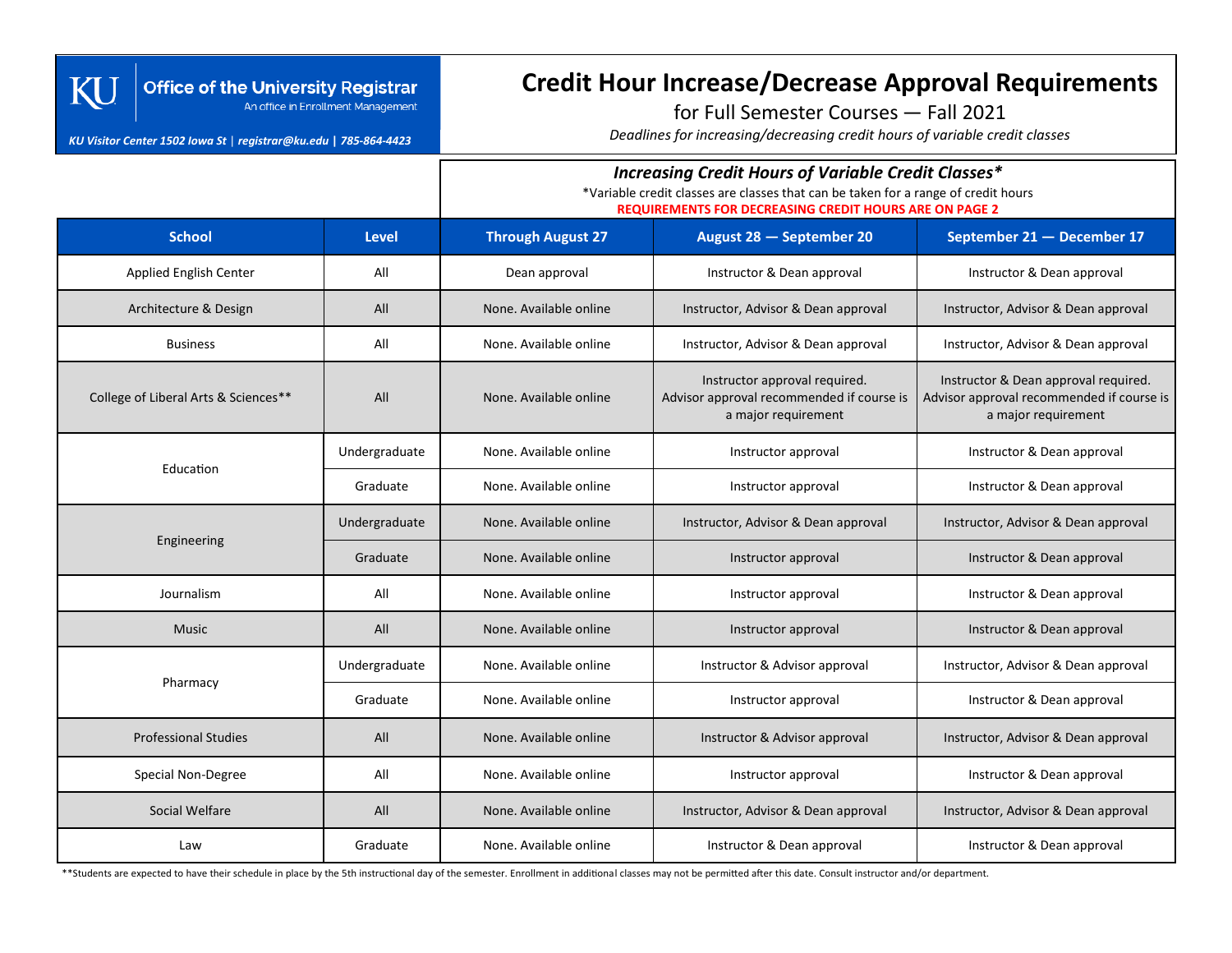KU Office of the University Registrar
An office in Enrollment Management

*KU Visitor Center 1502 Iowa St | registrar@ku.edu | 785-864-4423*

# Credit Hour Increase/Decrease Approval Requirements

## for Full Semester Courses — Fall 2021

*Deadlines for increasing/decreasing credit hours of variable credit classes*

### *Increasing Credit Hours of Variable Credit Classes**

*Variable credit classes are classes that can be taken for a range of credit hours

**REQUIREMENTS FOR DECREASING CREDIT HOURS ARE ON PAGE 2**

| School | Level | Through August 27 | August 28 — September 20 | September 21 — December 17 |
|---|---|---|---|---|
| Applied English Center | All | Dean approval | Instructor & Dean approval | Instructor & Dean approval |
| Architecture & Design | All | None. Available online | Instructor, Advisor & Dean approval | Instructor, Advisor & Dean approval |
| Business | All | None. Available online | Instructor, Advisor & Dean approval | Instructor, Advisor & Dean approval |
| College of Liberal Arts & Sciences** | All | None. Available online | Instructor approval required. Advisor approval recommended if course is a major requirement | Instructor & Dean approval required. Advisor approval recommended if course is a major requirement |
| Education | Undergraduate | None. Available online | Instructor approval | Instructor & Dean approval |
| | Graduate | None. Available online | Instructor approval | Instructor & Dean approval |
| Engineering | Undergraduate | None. Available online | Instructor, Advisor & Dean approval | Instructor, Advisor & Dean approval |
| | Graduate | None. Available online | Instructor approval | Instructor & Dean approval |
| Journalism | All | None. Available online | Instructor approval | Instructor & Dean approval |
| Music | All | None. Available online | Instructor approval | Instructor & Dean approval |
| Pharmacy | Undergraduate | None. Available online | Instructor & Advisor approval | Instructor, Advisor & Dean approval |
| | Graduate | None. Available online | Instructor approval | Instructor & Dean approval |
| Professional Studies | All | None. Available online | Instructor & Advisor approval | Instructor, Advisor & Dean approval |
| Special Non-Degree | All | None. Available online | Instructor approval | Instructor & Dean approval |
| Social Welfare | All | None. Available online | Instructor, Advisor & Dean approval | Instructor, Advisor & Dean approval |
| Law | Graduate | None. Available online | Instructor & Dean approval | Instructor & Dean approval |

**Students are expected to have their schedule in place by the 5th instructional day of the semester. Enrollment in additional classes may not be permitted after this date. Consult instructor and/or department.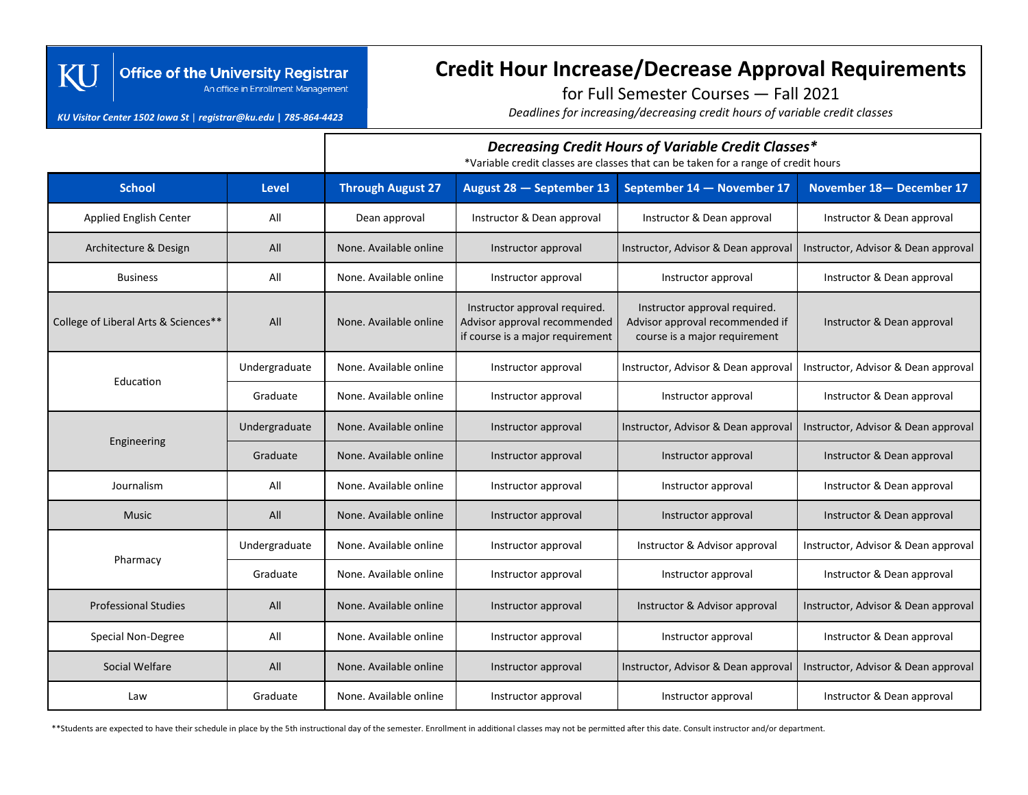**KU Office of the University Registrar**
An office in Enrollment Management

*KU Visitor Center 1502 Iowa St | registrar@ku.edu | 785-864-4423*

# Credit Hour Increase/Decrease Approval Requirements

for Full Semester Courses — Fall 2021

*Deadlines for increasing/decreasing credit hours of variable credit classes*

| | | ***Decreasing Credit Hours of Variable Credit Classes**** *Variable credit classes are classes that can be taken for a range of credit hours | | | |
|---|---|---|---|---|---|
| **School** | **Level** | **Through August 27** | **August 28 — September 13** | **September 14 — November 17** | **November 18— December 17** |
| Applied English Center | All | Dean approval | Instructor & Dean approval | Instructor & Dean approval | Instructor & Dean approval |
| Architecture & Design | All | None. Available online | Instructor approval | Instructor, Advisor & Dean approval | Instructor, Advisor & Dean approval |
| Business | All | None. Available online | Instructor approval | Instructor approval | Instructor & Dean approval |
| College of Liberal Arts & Sciences** | All | None. Available online | Instructor approval required. Advisor approval recommended if course is a major requirement | Instructor approval required. Advisor approval recommended if course is a major requirement | Instructor & Dean approval |
| Education | Undergraduate | None. Available online | Instructor approval | Instructor, Advisor & Dean approval | Instructor, Advisor & Dean approval |
| | Graduate | None. Available online | Instructor approval | Instructor approval | Instructor & Dean approval |
| Engineering | Undergraduate | None. Available online | Instructor approval | Instructor, Advisor & Dean approval | Instructor, Advisor & Dean approval |
| | Graduate | None. Available online | Instructor approval | Instructor approval | Instructor & Dean approval |
| Journalism | All | None. Available online | Instructor approval | Instructor approval | Instructor & Dean approval |
| Music | All | None. Available online | Instructor approval | Instructor approval | Instructor & Dean approval |
| Pharmacy | Undergraduate | None. Available online | Instructor approval | Instructor & Advisor approval | Instructor, Advisor & Dean approval |
| | Graduate | None. Available online | Instructor approval | Instructor approval | Instructor & Dean approval |
| Professional Studies | All | None. Available online | Instructor approval | Instructor & Advisor approval | Instructor, Advisor & Dean approval |
| Special Non-Degree | All | None. Available online | Instructor approval | Instructor approval | Instructor & Dean approval |
| Social Welfare | All | None. Available online | Instructor approval | Instructor, Advisor & Dean approval | Instructor, Advisor & Dean approval |
| Law | Graduate | None. Available online | Instructor approval | Instructor approval | Instructor & Dean approval |

**Students are expected to have their schedule in place by the 5th instructional day of the semester. Enrollment in additional classes may not be permitted after this date. Consult instructor and/or department.